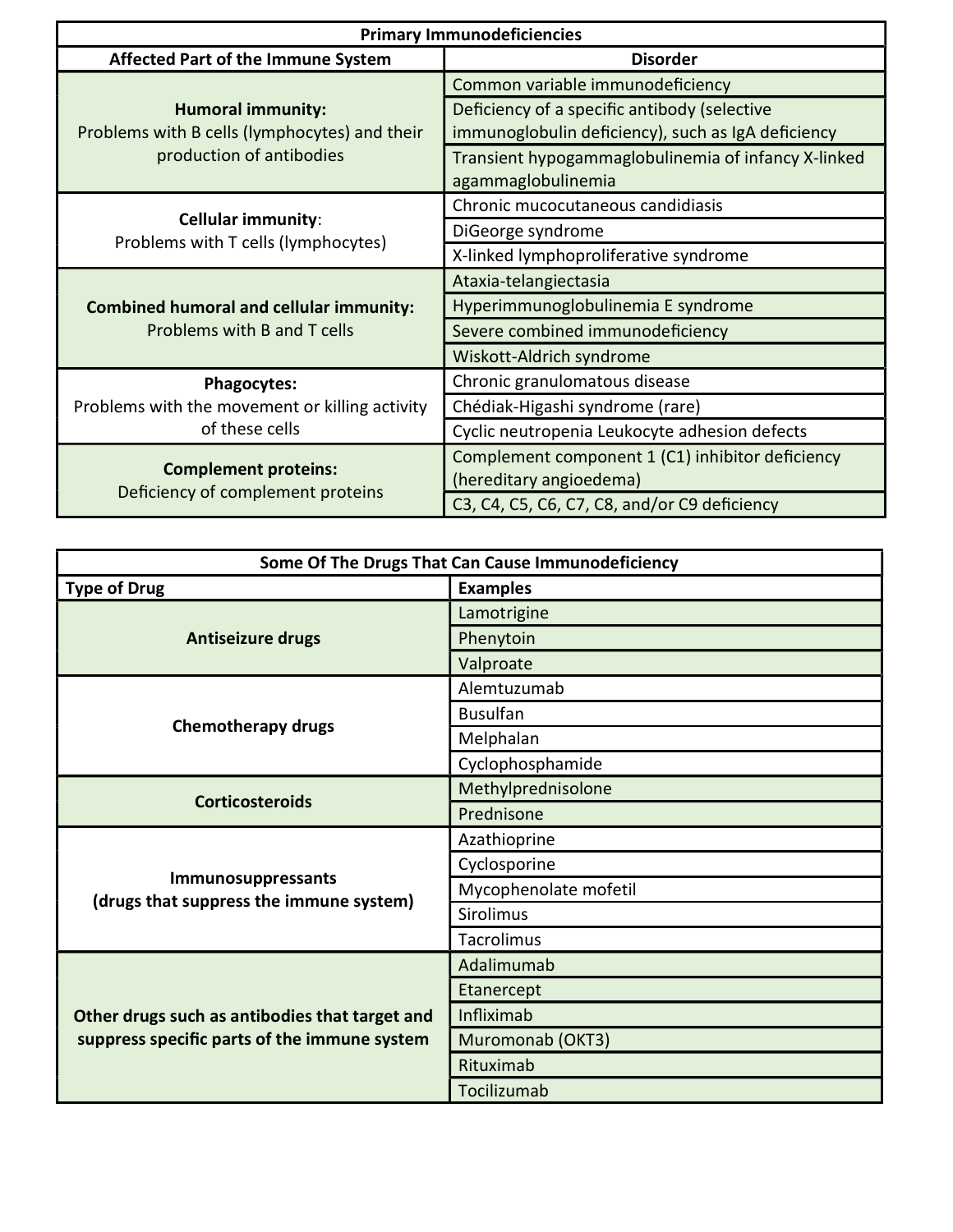| Primary Immunodeficiencies | |
|---|---|
| **Affected Part of the Immune System** | **Disorder** |
| **Humoral immunity:** Problems with B cells (lymphocytes) and their production of antibodies | Common variable immunodeficiency |
| | Deficiency of a specific antibody (selective immunoglobulin deficiency), such as IgA deficiency |
| | Transient hypogammaglobulinemia of infancy X-linked agammaglobulinemia |
| **Cellular immunity**: Problems with T cells (lymphocytes) | Chronic mucocutaneous candidiasis |
| | DiGeorge syndrome |
| | X-linked lymphoproliferative syndrome |
| **Combined humoral and cellular immunity:** Problems with B and T cells | Ataxia-telangiectasia |
| | Hyperimmunoglobulinemia E syndrome |
| | Severe combined immunodeficiency |
| | Wiskott-Aldrich syndrome |
| **Phagocytes:** Problems with the movement or killing activity of these cells | Chronic granulomatous disease |
| | Chédiak-Higashi syndrome (rare) |
| | Cyclic neutropenia Leukocyte adhesion defects |
| **Complement proteins:** Deficiency of complement proteins | Complement component 1 (C1) inhibitor deficiency (hereditary angioedema) |
| | C3, C4, C5, C6, C7, C8, and/or C9 deficiency |

| Some Of The Drugs That Can Cause Immunodeficiency | |
|---|---|
| **Type of Drug** | **Examples** |
| **Antiseizure drugs** | Lamotrigine |
| | Phenytoin |
| | Valproate |
| **Chemotherapy drugs** | Alemtuzumab |
| | Busulfan |
| | Melphalan |
| | Cyclophosphamide |
| **Corticosteroids** | Methylprednisolone |
| | Prednisone |
| **Immunosuppressants (drugs that suppress the immune system)** | Azathioprine |
| | Cyclosporine |
| | Mycophenolate mofetil |
| | Sirolimus |
| | Tacrolimus |
| **Other drugs such as antibodies that target and suppress specific parts of the immune system** | Adalimumab |
| | Etanercept |
| | Infliximab |
| | Muromonab (OKT3) |
| | Rituximab |
| | Tocilizumab |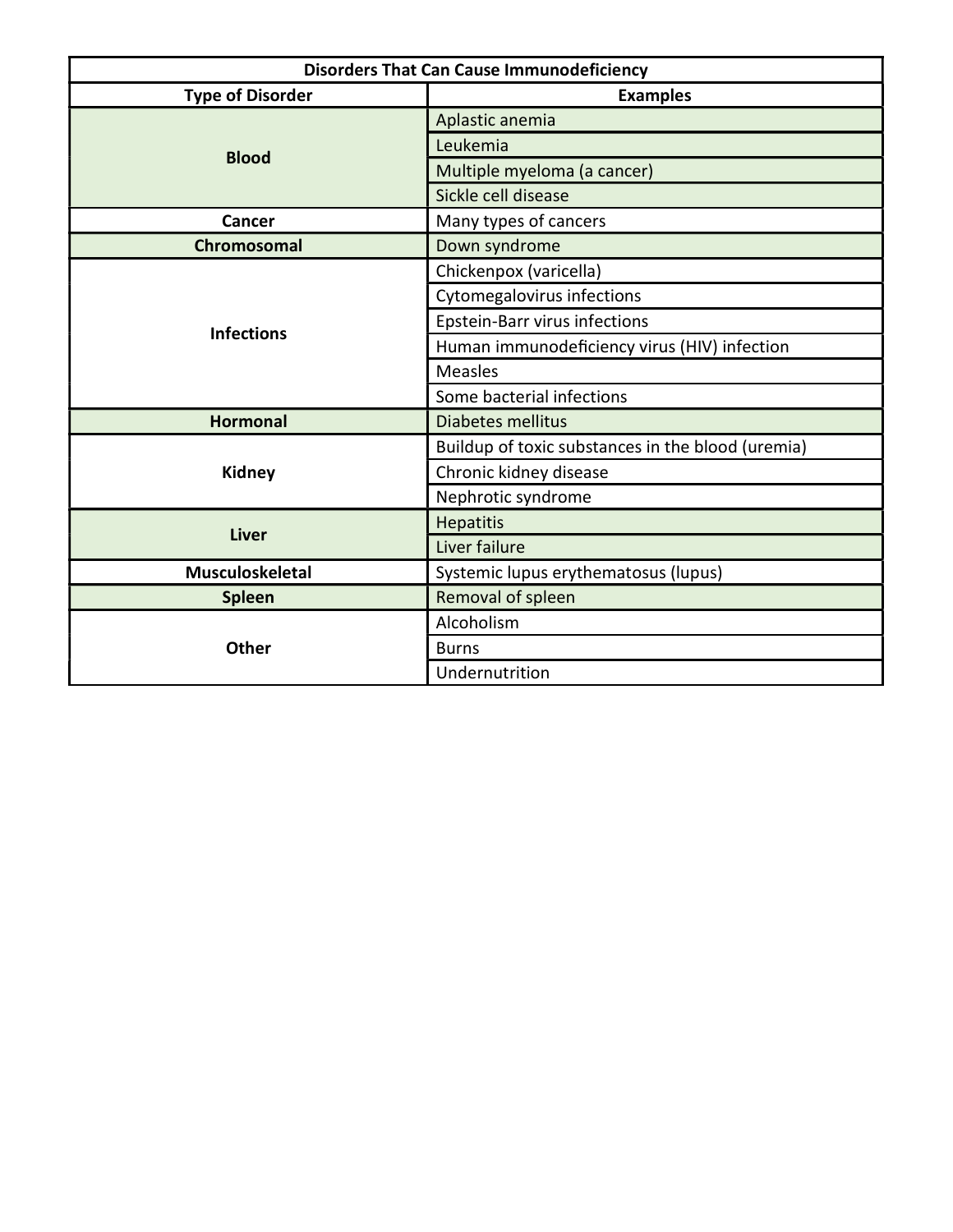| Disorders That Can Cause Immunodeficiency | |
|---|---|
| **Type of Disorder** | **Examples** |
| **Blood** | Aplastic anemia |
| | Leukemia |
| | Multiple myeloma (a cancer) |
| | Sickle cell disease |
| **Cancer** | Many types of cancers |
| **Chromosomal** | Down syndrome |
| **Infections** | Chickenpox (varicella) |
| | Cytomegalovirus infections |
| | Epstein-Barr virus infections |
| | Human immunodeficiency virus (HIV) infection |
| | Measles |
| | Some bacterial infections |
| **Hormonal** | Diabetes mellitus |
| **Kidney** | Buildup of toxic substances in the blood (uremia) |
| | Chronic kidney disease |
| | Nephrotic syndrome |
| **Liver** | Hepatitis |
| | Liver failure |
| **Musculoskeletal** | Systemic lupus erythematosus (lupus) |
| **Spleen** | Removal of spleen |
| **Other** | Alcoholism |
| | Burns |
| | Undernutrition |